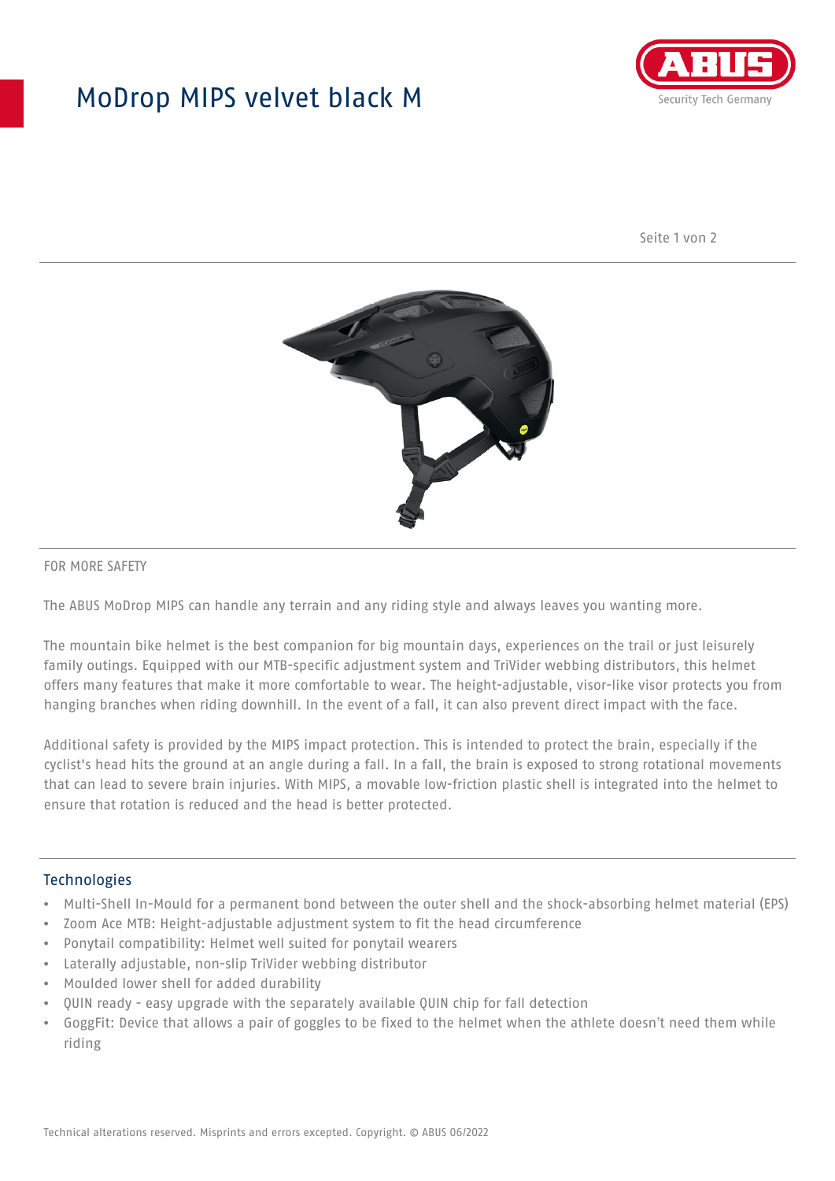# ModDrop MIPS velvet black M

FOR MORE SAFETY

The ABUS MoDrop MIPS can handle any terrain and any riding style and always leaves you wanting more.

The mountain bike helmet is the best companion for big mountain days, experiences on the trail or just leisurely family outings. Equipped with our MTB-specific adjustment system and TriVider webbing distributors, this helmet offers many features that make it more comfortable to wear. The height-adjustable, visor-like visor protects you from hanging branches when riding downhill. In the event of a fall, it can also prevent direct impact with the face.

Additional safety is provided by the MIPS impact protection. This is intended to protect the brain, especially if the cyclist's head hits the ground at an angle during a fall. In a fall, the brain is exposed to strong rotational movements that can lead to severe brain injuries. With MIPS, a movable low-friction plastic shell is integrated into the helmet to ensure that rotation is reduced and the head is better protected.

## Technologies

- Multi-Shell In-Mould for a permanent bond between the outer shell and the shock-absorbing helmet material (EPS)
- Zoom Ace MTB: Height-adjustable adjustment system to fit the head circumference
- Ponytail compatibility: Helmet well suited for ponytail wearers
- Laterally adjustable, non-slip TriVider webbing distributor
- Moulded lower shell for added durability
- QUIN ready - easy upgrade with the separately available QUIN chip for fall detection
- GoggFit: Device that allows a pair of goggles to be fixed to the helmet when the athlete doesn't need them while riding

Technical alterations reserved. Misprints and errors excepted. Copyright. © ABUS 06/2022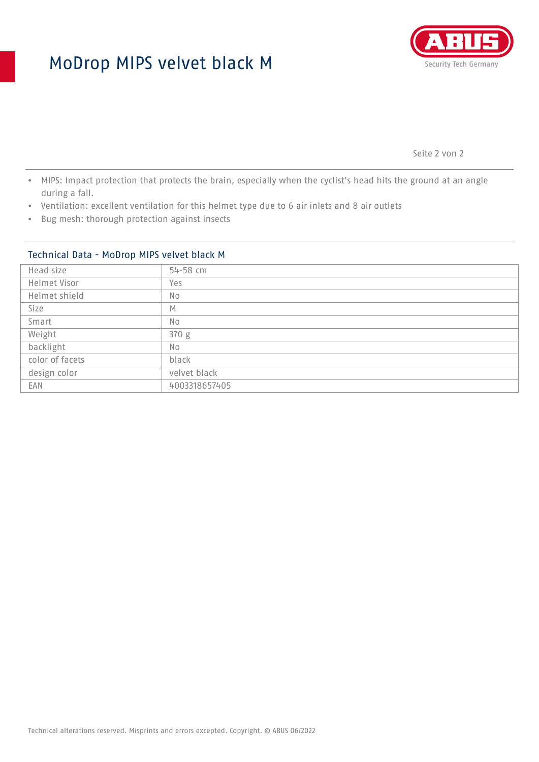- MIPS: Impact protection that protects the brain, especially when the cyclist's head hits the ground at an angle during a fall.
- Ventilation: excellent ventilation for this helmet type due to 6 air inlets and 8 air outlets
- Bug mesh: thorough protection against insects

## Technical Data - MoDrop MIPS velvet black M

| | |
|---|---|
| Head size | 54-58 cm |
| Helmet Visor | Yes |
| Helmet shield | No |
| Size | M |
| Smart | No |
| Weight | 370 g |
| backlight | No |
| color of facets | black |
| design color | velvet black |
| EAN | 4003318657405 |

Technical alterations reserved. Misprints and errors excepted. Copyright. © ABUS 06/2022